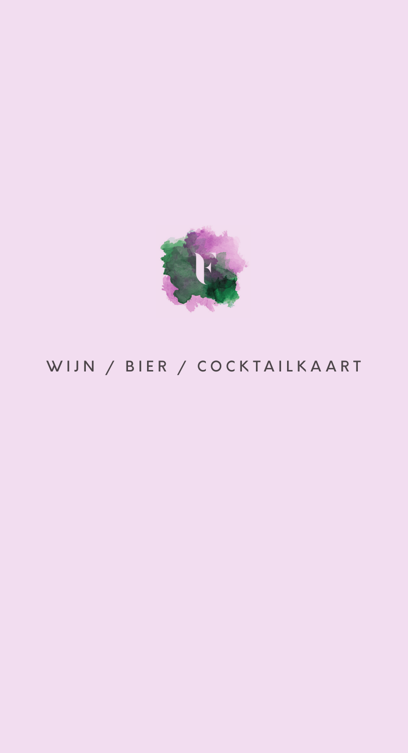# WIJN / BIER / COCKTAILKAART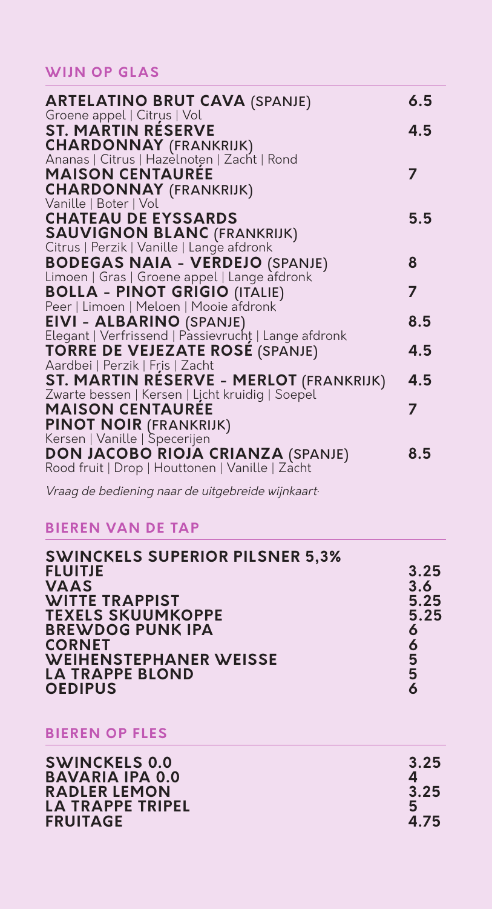## WIJN OP GLAS

**ARTELATINO BRUT CAVA** (SPANJE) — **6.5**
Groene appel | Citrus | Vol

**ST. MARTIN RÉSERVE CHARDONNAY** (FRANKRIJK) — **4.5**
Ananas | Citrus | Hazelnoten | Zacht | Rond

**MAISON CENTAURÉE CHARDONNAY** (FRANKRIJK) — **7**
Vanille | Boter | Vol

**CHATEAU DE EYSSARDS SAUVIGNON BLANC** (FRANKRIJK) — **5.5**
Citrus | Perzik | Vanille | Lange afdronk

**BODEGAS NAIA - VERDEJO** (SPANJE) — **8**
Limoen | Gras | Groene appel | Lange afdronk

**BOLLA - PINOT GRIGIO** (ITALIE) — **7**
Peer | Limoen | Meloen | Mooie afdronk

**EIVI - ALBARINO** (SPANJE) — **8.5**
Elegant | Verfrissend | Passievrucht | Lange afdronk

**TORRE DE VEJEZATE ROSÉ** (SPANJE) — **4.5**
Aardbei | Perzik | Fris | Zacht

**ST. MARTIN RÉSERVE - MERLOT** (FRANKRIJK) — **4.5**
Zwarte bessen | Kersen | Licht kruidig | Soepel

**MAISON CENTAURÉE PINOT NOIR** (FRANKRIJK) — **7**
Kersen | Vanille | Specerijen

**DON JACOBO RIOJA CRIANZA** (SPANJE) — **8.5**
Rood fruit | Drop | Houttonen | Vanille | Zacht

*Vraag de bediening naar de uitgebreide wijnkaart.*

## BIEREN VAN DE TAP

| | |
|---|---|
| **SWINCKELS SUPERIOR PILSNER 5,3%** | |
| **FLUITJE** | 3.25 |
| **VAAS** | 3.6 |
| **WITTE TRAPPIST** | 5.25 |
| **TEXELS SKUUMKOPPE** | 5.25 |
| **BREWDOG PUNK IPA** | 6 |
| **CORNET** | 6 |
| **WEIHENSTEPHANER WEISSE** | 5 |
| **LA TRAPPE BLOND** | 5 |
| **OEDIPUS** | 6 |

## BIEREN OP FLES

| | |
|---|---|
| **SWINCKELS 0.0** | 3.25 |
| **BAVARIA IPA 0.0** | 4 |
| **RADLER LEMON** | 3.25 |
| **LA TRAPPE TRIPEL** | 5 |
| **FRUITAGE** | 4.75 |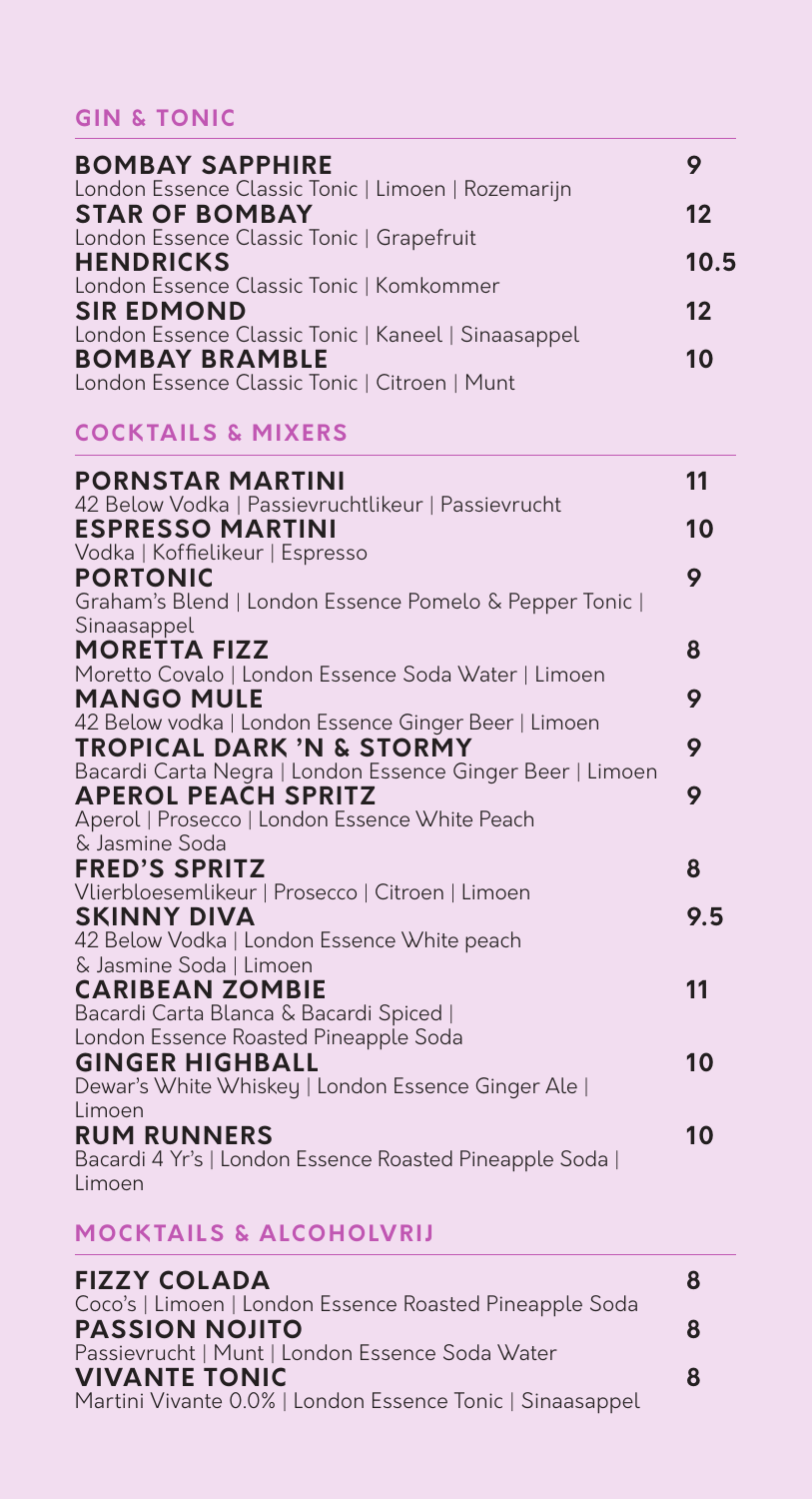## GIN & TONIC

**BOMBAY SAPPHIRE** 9
London Essence Classic Tonic | Limoen | Rozemarijn

**STAR OF BOMBAY** 12
London Essence Classic Tonic | Grapefruit

**HENDRICKS** 10.5
London Essence Classic Tonic | Komkommer

**SIR EDMOND** 12
London Essence Classic Tonic | Kaneel | Sinaasappel

**BOMBAY BRAMBLE** 10
London Essence Classic Tonic | Citroen | Munt

## COCKTAILS & MIXERS

**PORNSTAR MARTINI** 11
42 Below Vodka | Passievruchtlikeur | Passievrucht

**ESPRESSO MARTINI** 10
Vodka | Koffielikeur | Espresso

**PORTONIC** 9
Graham's Blend | London Essence Pomelo & Pepper Tonic | Sinaasappel

**MORETTA FIZZ** 8
Moretto Covalo | London Essence Soda Water | Limoen

**MANGO MULE** 9
42 Below vodka | London Essence Ginger Beer | Limoen

**TROPICAL DARK 'N & STORMY** 9
Bacardi Carta Negra | London Essence Ginger Beer | Limoen

**APEROL PEACH SPRITZ** 9
Aperol | Prosecco | London Essence White Peach & Jasmine Soda

**FRED'S SPRITZ** 8
Vlierbloesemlikeur | Prosecco | Citroen | Limoen

**SKINNY DIVA** 9.5
42 Below Vodka | London Essence White peach & Jasmine Soda | Limoen

**CARIBEAN ZOMBIE** 11
Bacardi Carta Blanca & Bacardi Spiced | London Essence Roasted Pineapple Soda

**GINGER HIGHBALL** 10
Dewar's White Whiskey | London Essence Ginger Ale | Limoen

**RUM RUNNERS** 10
Bacardi 4 Yr's | London Essence Roasted Pineapple Soda | Limoen

## MOCKTAILS & ALCOHOLVRIJ

**FIZZY COLADA** 8
Coco's | Limoen | London Essence Roasted Pineapple Soda

**PASSION NOJITO** 8
Passievrucht | Munt | London Essence Soda Water

**VIVANTE TONIC** 8
Martini Vivante 0.0% | London Essence Tonic | Sinaasappel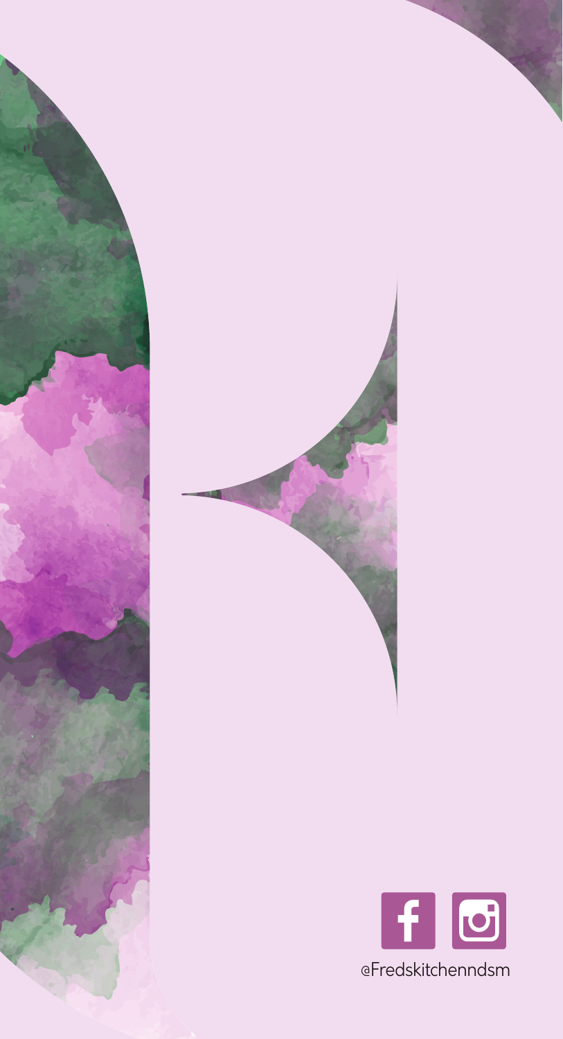@Fredskitchenndsm